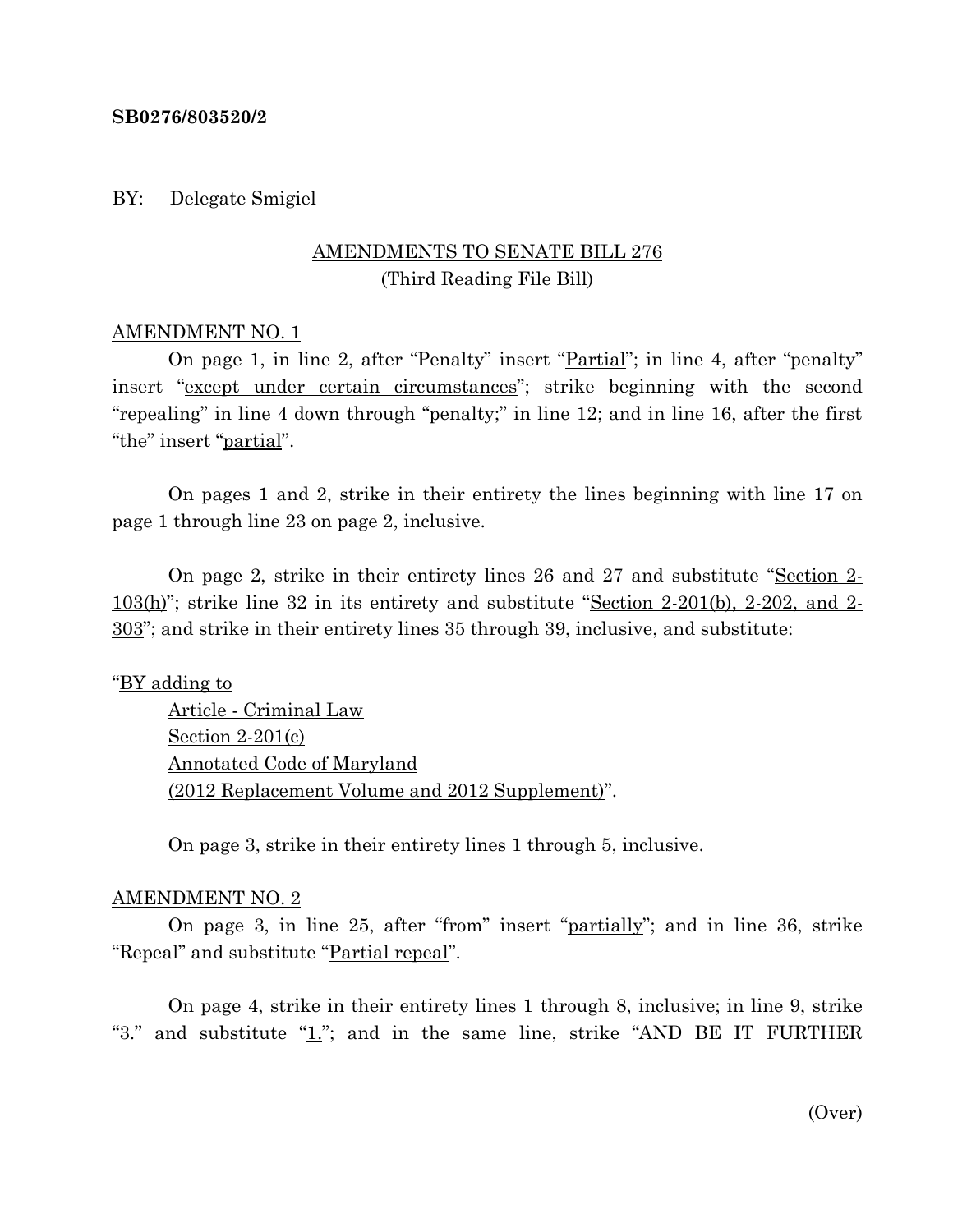**SB0276/803520/2**

BY: Delegate Smigiel

AMENDMENTS TO SENATE BILL 276
(Third Reading File Bill)

AMENDMENT NO. 1

On page 1, in line 2, after "Penalty" insert "Partial"; in line 4, after "penalty" insert "except under certain circumstances"; strike beginning with the second "repealing" in line 4 down through "penalty;" in line 12; and in line 16, after the first "the" insert "partial".

On pages 1 and 2, strike in their entirety the lines beginning with line 17 on page 1 through line 23 on page 2, inclusive.

On page 2, strike in their entirety lines 26 and 27 and substitute "Section 2-103(h)"; strike line 32 in its entirety and substitute "Section 2-201(b), 2-202, and 2-303"; and strike in their entirety lines 35 through 39, inclusive, and substitute:

"BY adding to
Article - Criminal Law
Section 2-201(c)
Annotated Code of Maryland
(2012 Replacement Volume and 2012 Supplement)".

On page 3, strike in their entirety lines 1 through 5, inclusive.

AMENDMENT NO. 2

On page 3, in line 25, after "from" insert "partially"; and in line 36, strike "Repeal" and substitute "Partial repeal".

On page 4, strike in their entirety lines 1 through 8, inclusive; in line 9, strike "3." and substitute "1."; and in the same line, strike "AND BE IT FURTHER

(Over)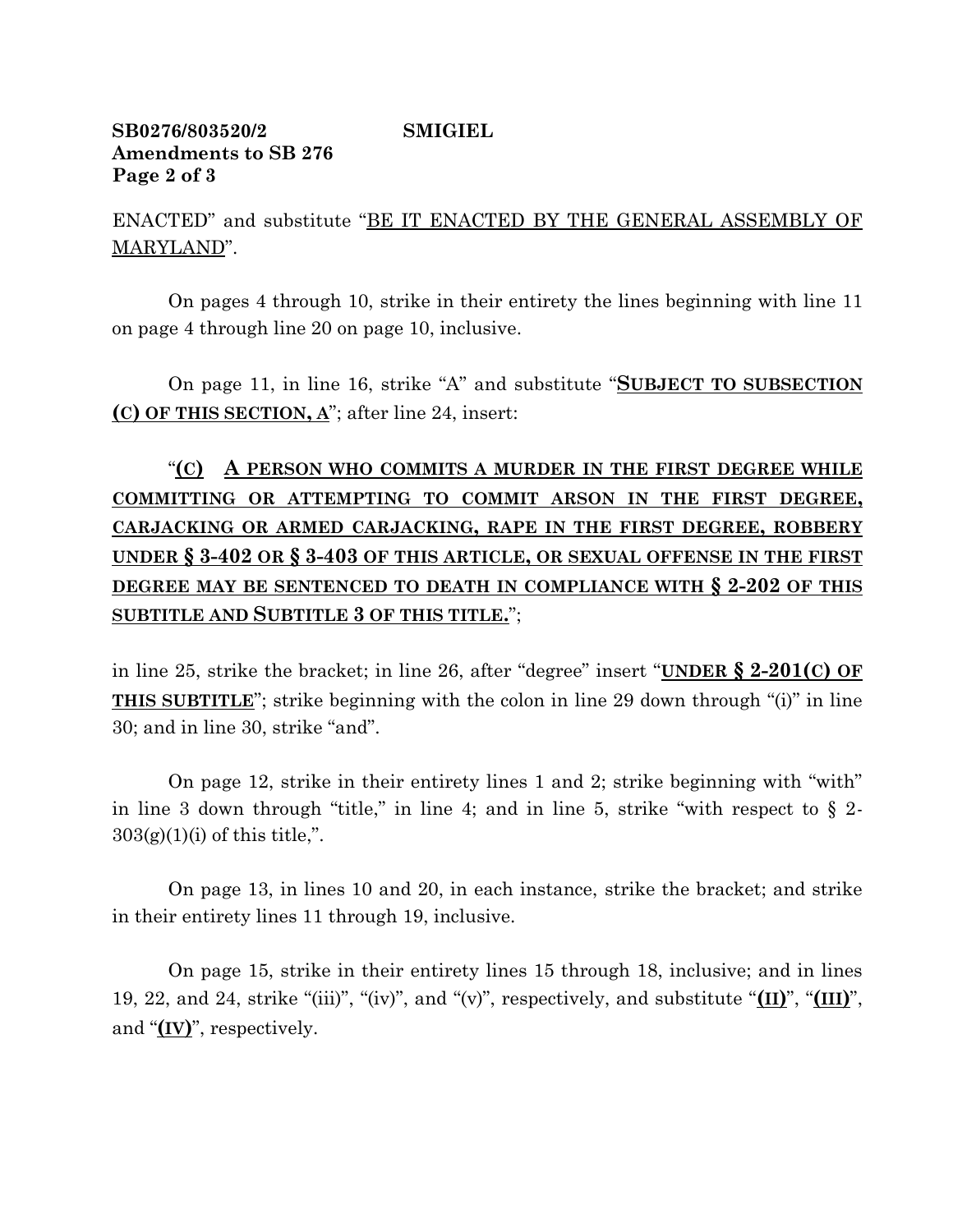ENACTED" and substitute "BE IT ENACTED BY THE GENERAL ASSEMBLY OF MARYLAND".

On pages 4 through 10, strike in their entirety the lines beginning with line 11 on page 4 through line 20 on page 10, inclusive.

On page 11, in line 16, strike "A" and substitute "**SUBJECT TO SUBSECTION (C) OF THIS SECTION, A**"; after line 24, insert:

"**(C) A PERSON WHO COMMITS A MURDER IN THE FIRST DEGREE WHILE COMMITTING OR ATTEMPTING TO COMMIT ARSON IN THE FIRST DEGREE, CARJACKING OR ARMED CARJACKING, RAPE IN THE FIRST DEGREE, ROBBERY UNDER § 3-402 OR § 3-403 OF THIS ARTICLE, OR SEXUAL OFFENSE IN THE FIRST DEGREE MAY BE SENTENCED TO DEATH IN COMPLIANCE WITH § 2-202 OF THIS SUBTITLE AND SUBTITLE 3 OF THIS TITLE.**";

in line 25, strike the bracket; in line 26, after "degree" insert "**UNDER § 2-201(C) OF THIS SUBTITLE**"; strike beginning with the colon in line 29 down through "(i)" in line 30; and in line 30, strike "and".

On page 12, strike in their entirety lines 1 and 2; strike beginning with "with" in line 3 down through "title," in line 4; and in line 5, strike "with respect to § 2-303(g)(1)(i) of this title,".

On page 13, in lines 10 and 20, in each instance, strike the bracket; and strike in their entirety lines 11 through 19, inclusive.

On page 15, strike in their entirety lines 15 through 18, inclusive; and in lines 19, 22, and 24, strike "(iii)", "(iv)", and "(v)", respectively, and substitute "**(II)**", "**(III)**", and "**(IV)**", respectively.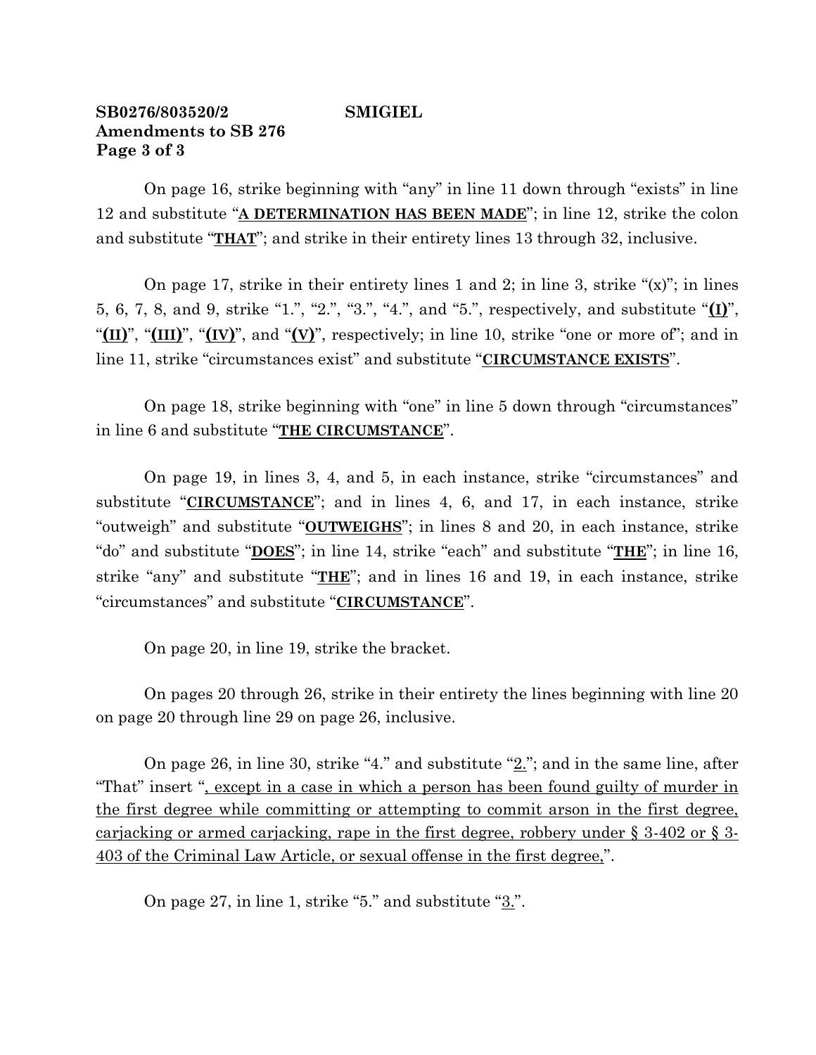**SB0276/803520/2 SMIGIEL**
**Amendments to SB 276**
**Page 3 of 3**

On page 16, strike beginning with "any" in line 11 down through "exists" in line 12 and substitute "**A DETERMINATION HAS BEEN MADE**"; in line 12, strike the colon and substitute "**THAT**"; and strike in their entirety lines 13 through 32, inclusive.

On page 17, strike in their entirety lines 1 and 2; in line 3, strike "(x)"; in lines 5, 6, 7, 8, and 9, strike "1.", "2.", "3.", "4.", and "5.", respectively, and substitute "**(I)**", "**(II)**", "**(III)**", "**(IV)**", and "**(V)**", respectively; in line 10, strike "one or more of"; and in line 11, strike "circumstances exist" and substitute "**CIRCUMSTANCE EXISTS**".

On page 18, strike beginning with "one" in line 5 down through "circumstances" in line 6 and substitute "**THE CIRCUMSTANCE**".

On page 19, in lines 3, 4, and 5, in each instance, strike "circumstances" and substitute "**CIRCUMSTANCE**"; and in lines 4, 6, and 17, in each instance, strike "outweigh" and substitute "**OUTWEIGHS**"; in lines 8 and 20, in each instance, strike "do" and substitute "**DOES**"; in line 14, strike "each" and substitute "**THE**"; in line 16, strike "any" and substitute "**THE**"; and in lines 16 and 19, in each instance, strike "circumstances" and substitute "**CIRCUMSTANCE**".

On page 20, in line 19, strike the bracket.

On pages 20 through 26, strike in their entirety the lines beginning with line 20 on page 20 through line 29 on page 26, inclusive.

On page 26, in line 30, strike "4." and substitute "2."; and in the same line, after "That" insert ", except in a case in which a person has been found guilty of murder in the first degree while committing or attempting to commit arson in the first degree, carjacking or armed carjacking, rape in the first degree, robbery under § 3-402 or § 3-403 of the Criminal Law Article, or sexual offense in the first degree,".

On page 27, in line 1, strike "5." and substitute "3.".